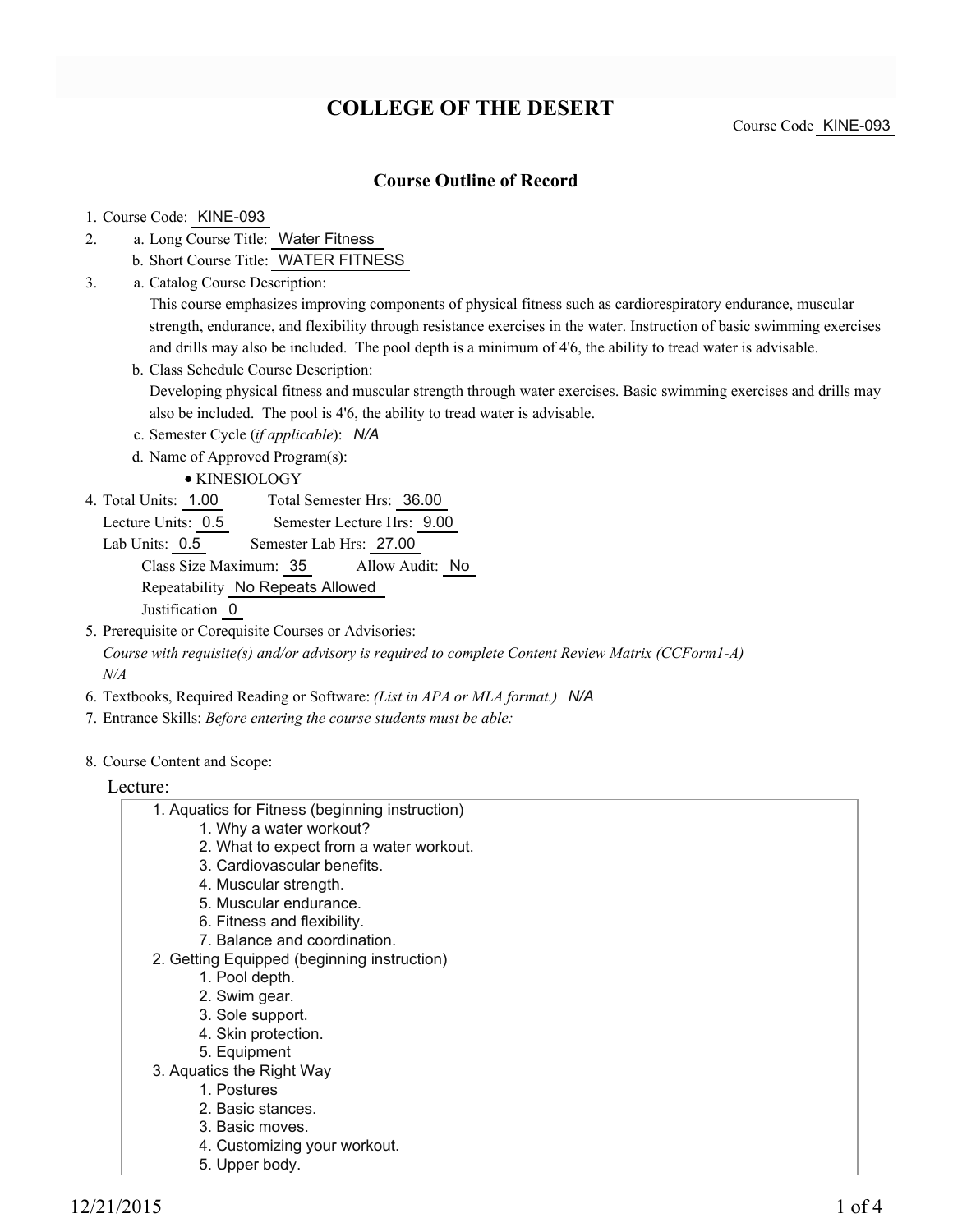# COLLEGE OF THE DESERT

Course Code KINE-093

## Course Outline of Record

1. Course Code: KINE-093
2. a. Long Course Title: Water Fitness
   b. Short Course Title: WATER FITNESS
3. a. Catalog Course Description:
   This course emphasizes improving components of physical fitness such as cardiorespiratory endurance, muscular strength, endurance, and flexibility through resistance exercises in the water. Instruction of basic swimming exercises and drills may also be included. The pool depth is a minimum of 4'6, the ability to tread water is advisable.
   b. Class Schedule Course Description:
   Developing physical fitness and muscular strength through water exercises. Basic swimming exercises and drills may also be included. The pool is 4'6, the ability to tread water is advisable.
   c. Semester Cycle (*if applicable*): *N/A*
   d. Name of Approved Program(s):
   - KINESIOLOGY
4. Total Units: 1.00 Total Semester Hrs: 36.00
   Lecture Units: 0.5 Semester Lecture Hrs: 9.00
   Lab Units: 0.5 Semester Lab Hrs: 27.00
   Class Size Maximum: 35 Allow Audit: No
   Repeatability No Repeats Allowed
   Justification 0
5. Prerequisite or Corequisite Courses or Advisories:
   *Course with requisite(s) and/or advisory is required to complete Content Review Matrix (CCForm1-A)*
   *N/A*
6. Textbooks, Required Reading or Software: *(List in APA or MLA format.)* *N/A*
7. Entrance Skills: *Before entering the course students must be able:*
8. Course Content and Scope:

Lecture:

1. Aquatics for Fitness (beginning instruction)
   1. Why a water workout?
   2. What to expect from a water workout.
   3. Cardiovascular benefits.
   4. Muscular strength.
   5. Muscular endurance.
   6. Fitness and flexibility.
   7. Balance and coordination.
2. Getting Equipped (beginning instruction)
   1. Pool depth.
   2. Swim gear.
   3. Sole support.
   4. Skin protection.
   5. Equipment
3. Aquatics the Right Way
   1. Postures
   2. Basic stances.
   3. Basic moves.
   4. Customizing your workout.
   5. Upper body.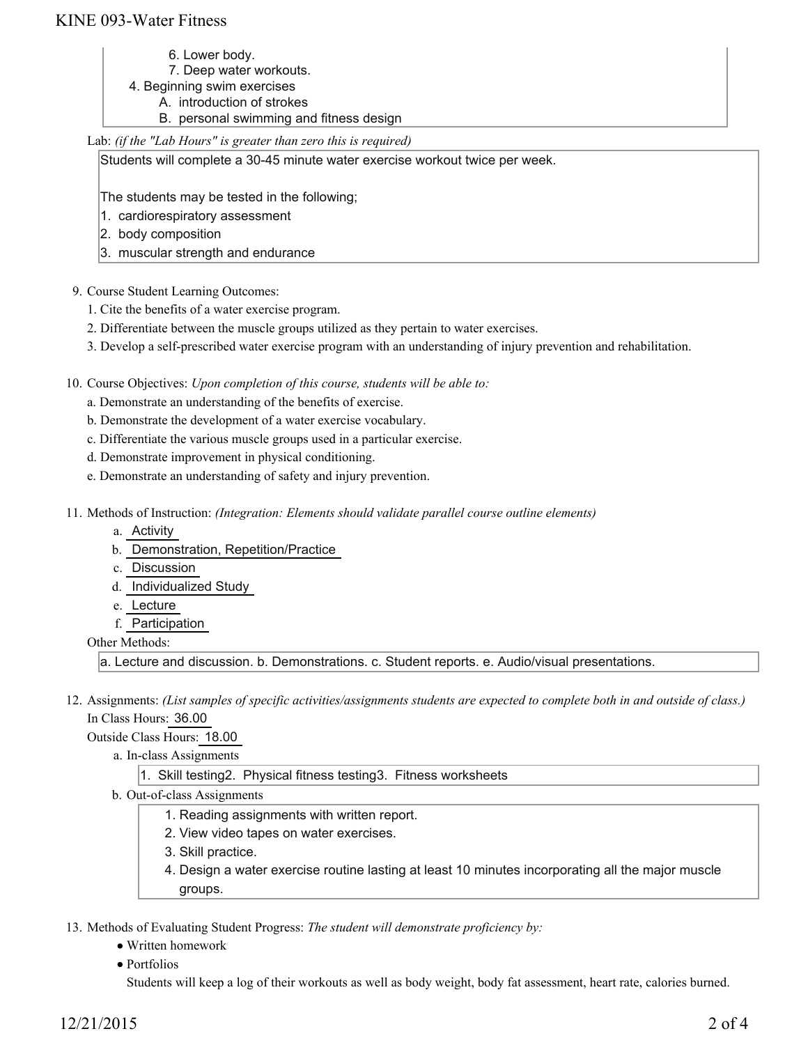6. Lower body.
7. Deep water workouts.

4. Beginning swim exercises
   A. introduction of strokes
   B. personal swimming and fitness design

Lab: *(if the "Lab Hours" is greater than zero this is required)*

Students will complete a 30-45 minute water exercise workout twice per week.

The students may be tested in the following;

1. cardiorespiratory assessment
2. body composition
3. muscular strength and endurance

9. Course Student Learning Outcomes:
   1. Cite the benefits of a water exercise program.
   2. Differentiate between the muscle groups utilized as they pertain to water exercises.
   3. Develop a self-prescribed water exercise program with an understanding of injury prevention and rehabilitation.

10. Course Objectives: *Upon completion of this course, students will be able to:*
    a. Demonstrate an understanding of the benefits of exercise.
    b. Demonstrate the development of a water exercise vocabulary.
    c. Differentiate the various muscle groups used in a particular exercise.
    d. Demonstrate improvement in physical conditioning.
    e. Demonstrate an understanding of safety and injury prevention.

11. Methods of Instruction: *(Integration: Elements should validate parallel course outline elements)*
    a. Activity
    b. Demonstration, Repetition/Practice
    c. Discussion
    d. Individualized Study
    e. Lecture
    f. Participation

    Other Methods:

    a. Lecture and discussion. b. Demonstrations. c. Student reports. e. Audio/visual presentations.

12. Assignments: *(List samples of specific activities/assignments students are expected to complete both in and outside of class.)*

    In Class Hours: 36.00

    Outside Class Hours: 18.00

    a. In-class Assignments

       1. Skill testing2. Physical fitness testing3. Fitness worksheets

    b. Out-of-class Assignments

       1. Reading assignments with written report.
       2. View video tapes on water exercises.
       3. Skill practice.
       4. Design a water exercise routine lasting at least 10 minutes incorporating all the major muscle groups.

13. Methods of Evaluating Student Progress: *The student will demonstrate proficiency by:*
    - Written homework
    - Portfolios

      Students will keep a log of their workouts as well as body weight, body fat assessment, heart rate, calories burned.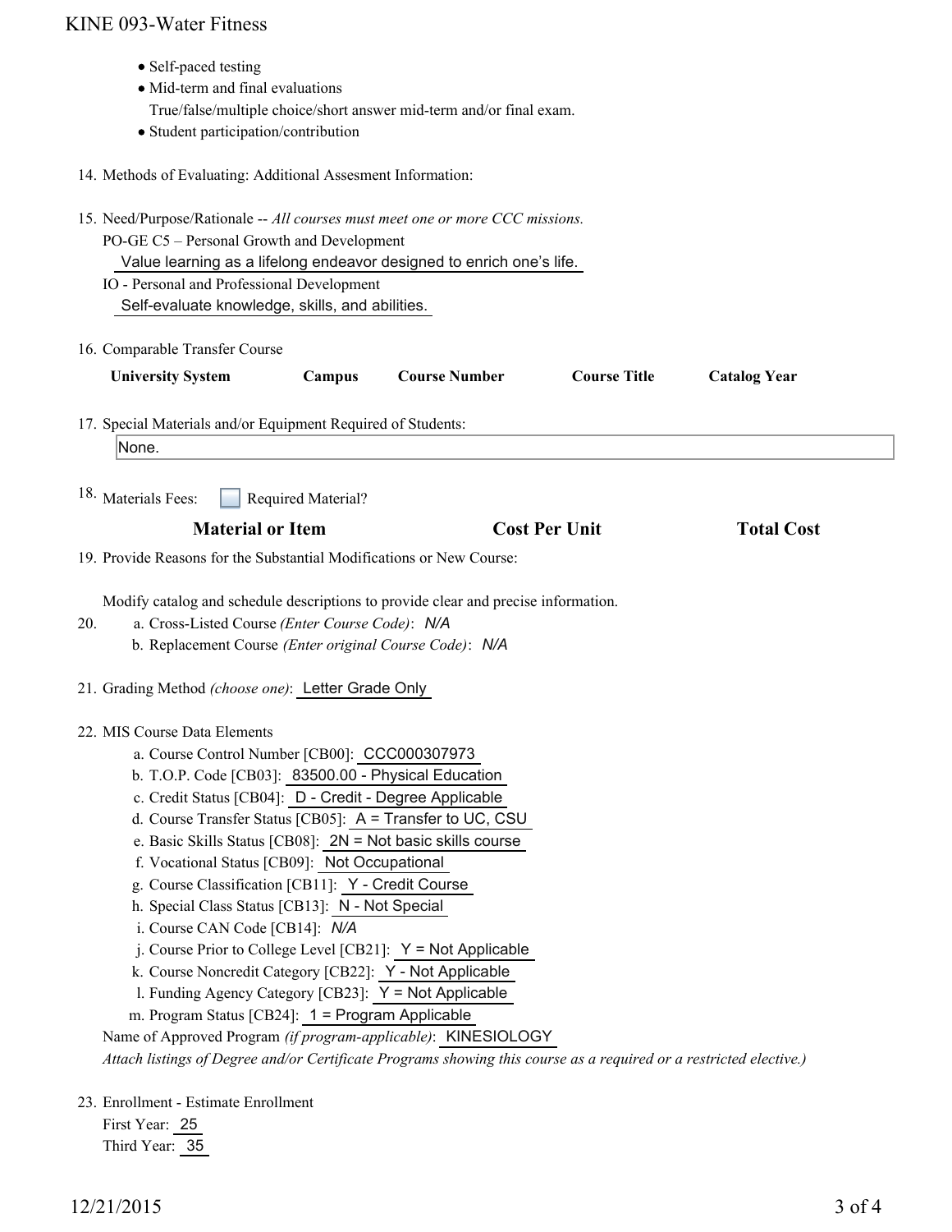- Self-paced testing
- Mid-term and final evaluations
  True/false/multiple choice/short answer mid-term and/or final exam.
- Student participation/contribution

14. Methods of Evaluating: Additional Assesment Information:

15. Need/Purpose/Rationale -- *All courses must meet one or more CCC missions.*
    PO-GE C5 – Personal Growth and Development
    Value learning as a lifelong endeavor designed to enrich one's life.
    IO - Personal and Professional Development
    Self-evaluate knowledge, skills, and abilities.

16. Comparable Transfer Course

| University System | Campus | Course Number | Course Title | Catalog Year |
| --- | --- | --- | --- | --- |

17. Special Materials and/or Equipment Required of Students:
    None.

18. Materials Fees: ☐ Required Material?

| Material or Item | Cost Per Unit | Total Cost |
| --- | --- | --- |

19. Provide Reasons for the Substantial Modifications or New Course:

    Modify catalog and schedule descriptions to provide clear and precise information.

20. a. Cross-Listed Course *(Enter Course Code)*: *N/A*
    b. Replacement Course *(Enter original Course Code)*: *N/A*

21. Grading Method *(choose one)*: Letter Grade Only

22. MIS Course Data Elements
    a. Course Control Number [CB00]: CCC000307973
    b. T.O.P. Code [CB03]: 83500.00 - Physical Education
    c. Credit Status [CB04]: D - Credit - Degree Applicable
    d. Course Transfer Status [CB05]: A = Transfer to UC, CSU
    e. Basic Skills Status [CB08]: 2N = Not basic skills course
    f. Vocational Status [CB09]: Not Occupational
    g. Course Classification [CB11]: Y - Credit Course
    h. Special Class Status [CB13]: N - Not Special
    i. Course CAN Code [CB14]: *N/A*
    j. Course Prior to College Level [CB21]: Y = Not Applicable
    k. Course Noncredit Category [CB22]: Y - Not Applicable
    l. Funding Agency Category [CB23]: Y = Not Applicable
    m. Program Status [CB24]: 1 = Program Applicable

    Name of Approved Program *(if program-applicable)*: KINESIOLOGY
    *Attach listings of Degree and/or Certificate Programs showing this course as a required or a restricted elective.)*

23. Enrollment - Estimate Enrollment
    First Year: 25
    Third Year: 35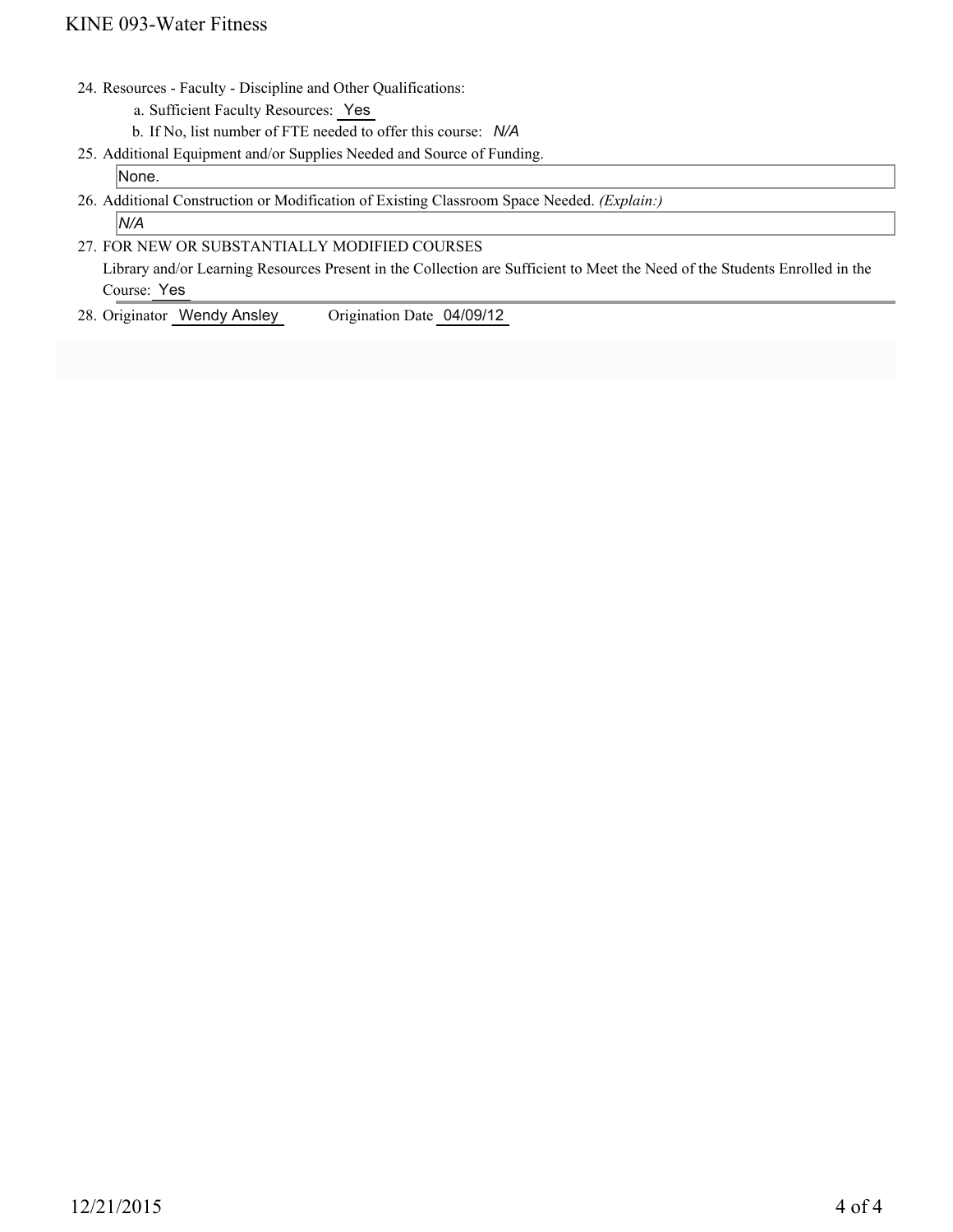24. Resources - Faculty - Discipline and Other Qualifications:
    a. Sufficient Faculty Resources: Yes
    b. If No, list number of FTE needed to offer this course: *N/A*
25. Additional Equipment and/or Supplies Needed and Source of Funding.
    None.
26. Additional Construction or Modification of Existing Classroom Space Needed. *(Explain:)*
    *N/A*
27. FOR NEW OR SUBSTANTIALLY MODIFIED COURSES
    Library and/or Learning Resources Present in the Collection are Sufficient to Meet the Need of the Students Enrolled in the Course: Yes
28. Originator Wendy Ansley Origination Date 04/09/12